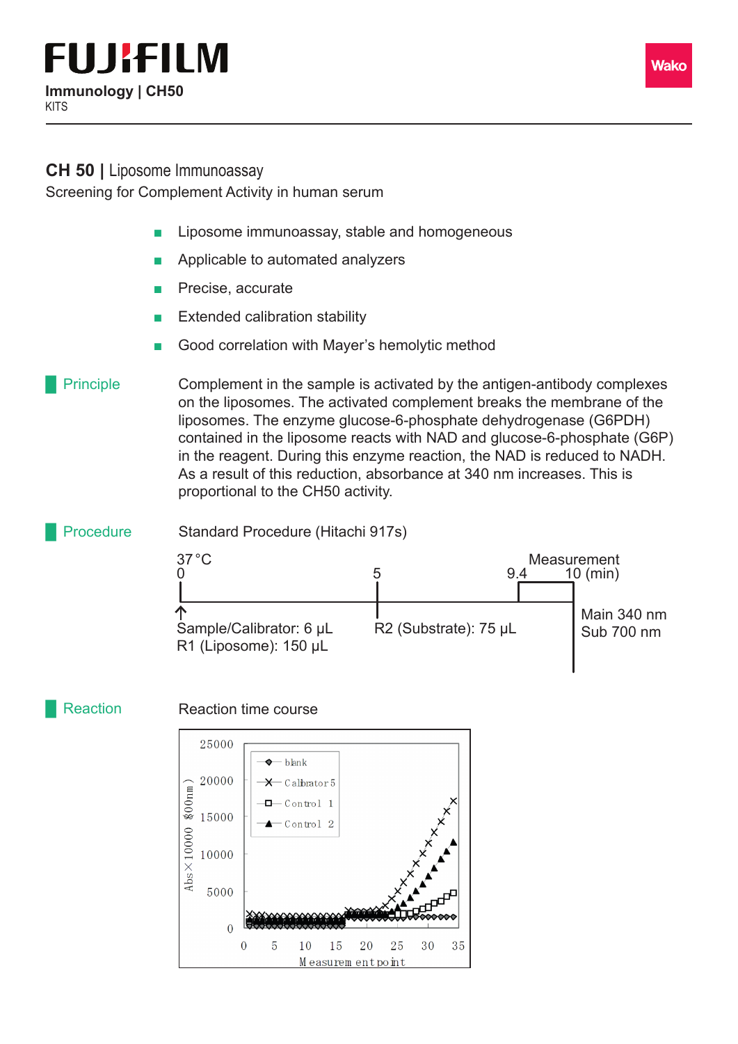FUJIFILM

**Immunology | CH50**
KITS

Wako

# CH 50 | Liposome Immunoassay

Screening for Complement Activity in human serum

- Liposome immunoassay, stable and homogeneous
- Applicable to automated analyzers
- Precise, accurate
- Extended calibration stability
- Good correlation with Mayer's hemolytic method

## Principle

Complement in the sample is activated by the antigen-antibody complexes on the liposomes. The activated complement breaks the membrane of the liposomes. The enzyme glucose-6-phosphate dehydrogenase (G6PDH) contained in the liposome reacts with NAD and glucose-6-phosphate (G6P) in the reagent. During this enzyme reaction, the NAD is reduced to NADH. As a result of this reduction, absorbance at 340 nm increases. This is proportional to the CH50 activity.

## Procedure

Standard Procedure (Hitachi 917s)

37 °C

| Time (min) | Step |
|---|---|
| 0 | Sample/Calibrator: 6 µL; R1 (Liposome): 150 µL |
| 5 | R2 (Substrate): 75 µL |
| 9.4 – 10 | Measurement; Main 340 nm, Sub 700 nm |

## Reaction

Reaction time course

Chart: Abs×10000 (800nm) vs. Measurement point (0–35); series: blank, Calibrator 5, Control 1, Control 2.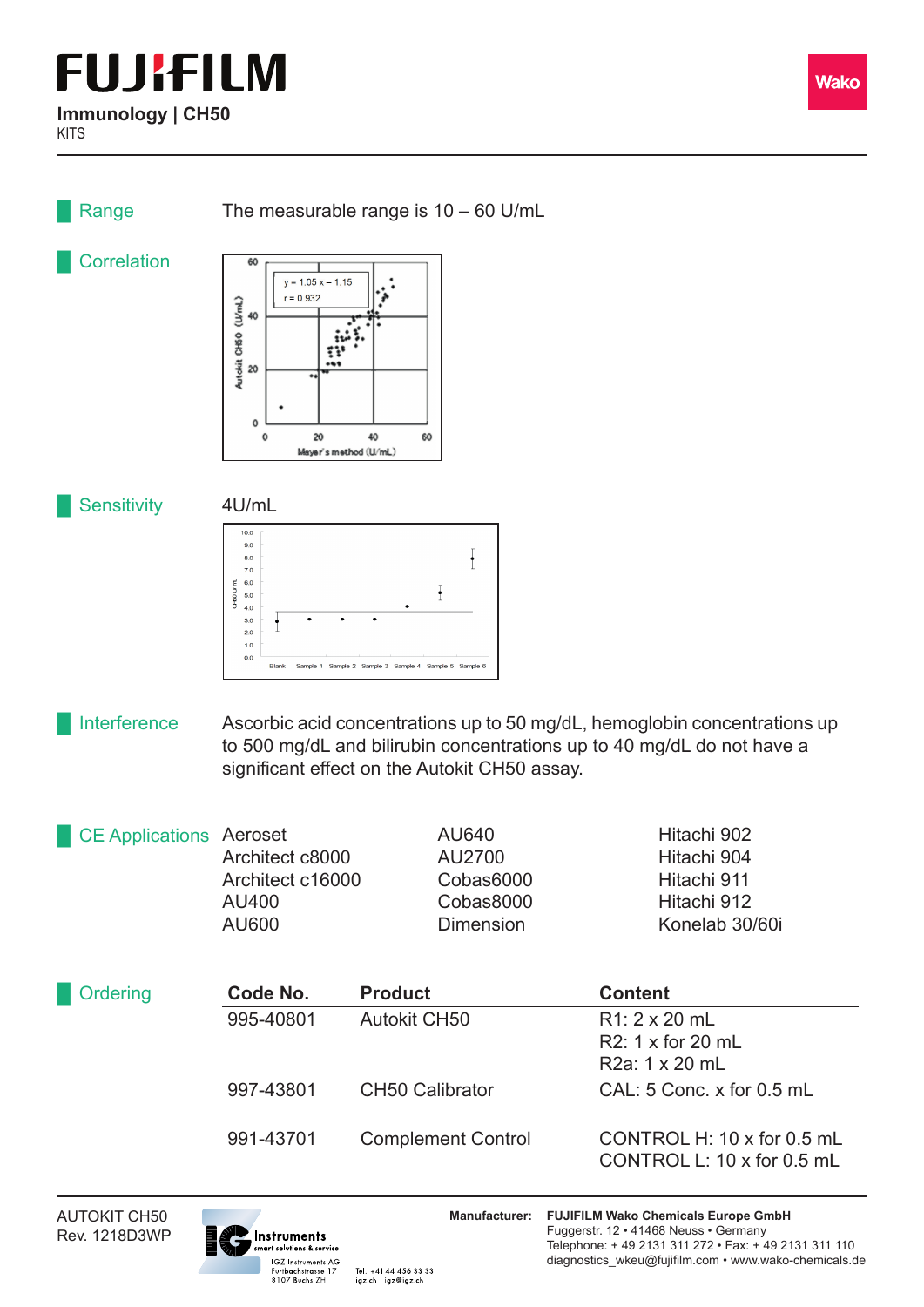# FUJIFILM

**Immunology | CH50**
KITS

Wako

## Range

The measurable range is 10 – 60 U/mL

## Correlation

y = 1.05 x – 1.15
r = 0.932
Autokit CH50 (U/mL)
Mayer's method (U/mL)
0 20 40 60
0 20 40 60

## Sensitivity

4U/mL

0.0 1.0 2.0 3.0 4.0 5.0 6.0 7.0 8.0 9.0 10.0
CH50 U/mL
Blank Sample 1 Sample 2 Sample 3 Sample 4 Sample 5 Sample 6

## Interference

Ascorbic acid concentrations up to 50 mg/dL, hemoglobin concentrations up to 500 mg/dL and bilirubin concentrations up to 40 mg/dL do not have a significant effect on the Autokit CH50 assay.

## CE Applications

| | | |
|---|---|---|
| Aeroset | AU640 | Hitachi 902 |
| Architect c8000 | AU2700 | Hitachi 904 |
| Architect c16000 | Cobas6000 | Hitachi 911 |
| AU400 | Cobas8000 | Hitachi 912 |
| AU600 | Dimension | Konelab 30/60i |

## Ordering

| Code No. | Product | Content |
|---|---|---|
| 995-40801 | Autokit CH50 | R1: 2 x 20 mL<br>R2: 1 x for 20 mL<br>R2a: 1 x 20 mL |
| 997-43801 | CH50 Calibrator | CAL: 5 Conc. x for 0.5 mL |
| 991-43701 | Complement Control | CONTROL H: 10 x for 0.5 mL<br>CONTROL L: 10 x for 0.5 mL |

AUTOKIT CH50
Rev. 1218D3WP

IGZ Instruments smart solutions & service
IGZ Instruments AG
Furtbachstrasse 17
8107 Buchs ZH
Tel. +41 44 456 33 33
igz.ch igz@igz.ch

**Manufacturer:** **FUJIFILM Wako Chemicals Europe GmbH**
Fuggerstr. 12 • 41468 Neuss • Germany
Telephone: + 49 2131 311 272 • Fax: + 49 2131 311 110
diagnostics_wkeu@fujifilm.com • www.wako-chemicals.de